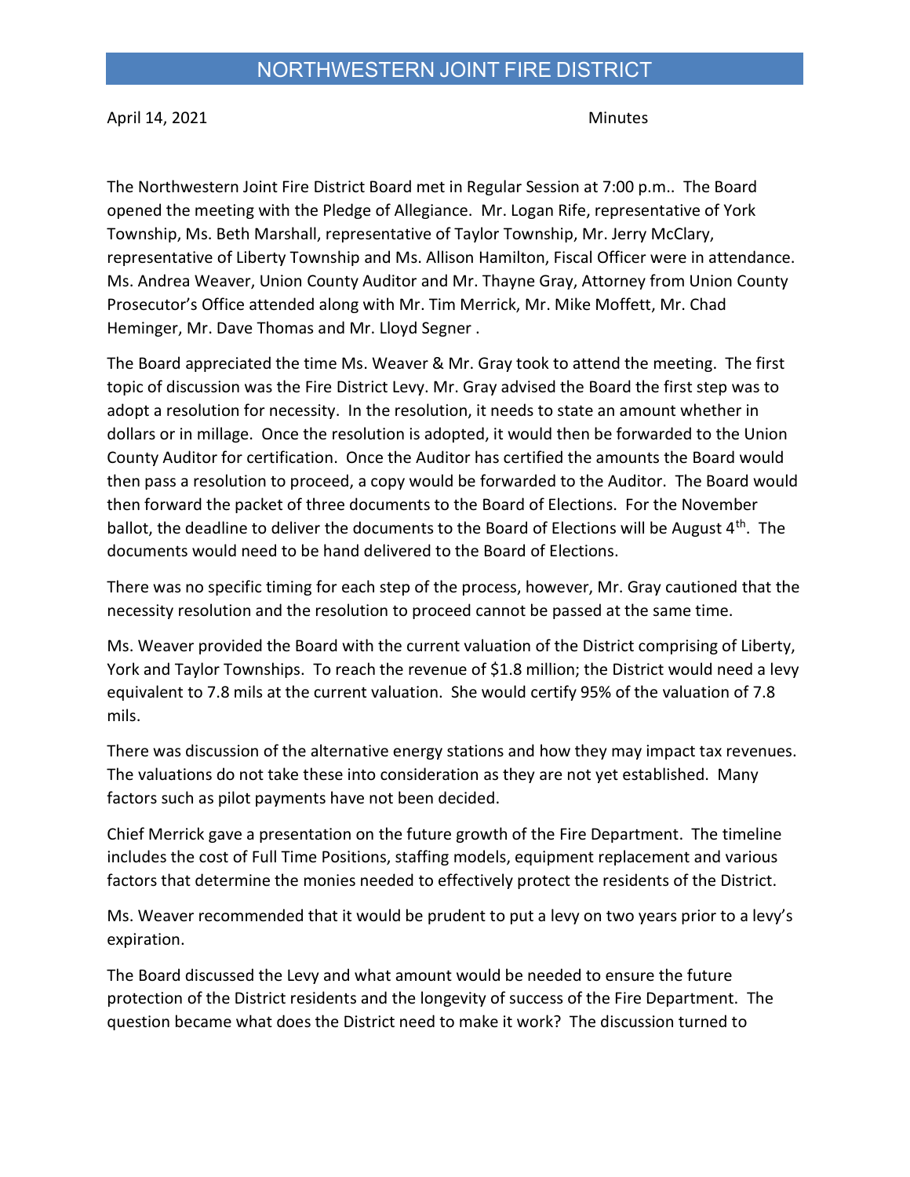# NORTHWESTERN JOINT FIRE DISTRICT

April 14, 2021 Minutes

The Northwestern Joint Fire District Board met in Regular Session at 7:00 p.m.. The Board opened the meeting with the Pledge of Allegiance. Mr. Logan Rife, representative of York Township, Ms. Beth Marshall, representative of Taylor Township, Mr. Jerry McClary, representative of Liberty Township and Ms. Allison Hamilton, Fiscal Officer were in attendance. Ms. Andrea Weaver, Union County Auditor and Mr. Thayne Gray, Attorney from Union County Prosecutor's Office attended along with Mr. Tim Merrick, Mr. Mike Moffett, Mr. Chad Heminger, Mr. Dave Thomas and Mr. Lloyd Segner .

The Board appreciated the time Ms. Weaver & Mr. Gray took to attend the meeting. The first topic of discussion was the Fire District Levy. Mr. Gray advised the Board the first step was to adopt a resolution for necessity. In the resolution, it needs to state an amount whether in dollars or in millage. Once the resolution is adopted, it would then be forwarded to the Union County Auditor for certification. Once the Auditor has certified the amounts the Board would then pass a resolution to proceed, a copy would be forwarded to the Auditor. The Board would then forward the packet of three documents to the Board of Elections. For the November ballot, the deadline to deliver the documents to the Board of Elections will be August 4th. The documents would need to be hand delivered to the Board of Elections.

There was no specific timing for each step of the process, however, Mr. Gray cautioned that the necessity resolution and the resolution to proceed cannot be passed at the same time.

Ms. Weaver provided the Board with the current valuation of the District comprising of Liberty, York and Taylor Townships. To reach the revenue of $1.8 million; the District would need a levy equivalent to 7.8 mils at the current valuation. She would certify 95% of the valuation of 7.8 mils.

There was discussion of the alternative energy stations and how they may impact tax revenues. The valuations do not take these into consideration as they are not yet established. Many factors such as pilot payments have not been decided.

Chief Merrick gave a presentation on the future growth of the Fire Department. The timeline includes the cost of Full Time Positions, staffing models, equipment replacement and various factors that determine the monies needed to effectively protect the residents of the District.

Ms. Weaver recommended that it would be prudent to put a levy on two years prior to a levy's expiration.

The Board discussed the Levy and what amount would be needed to ensure the future protection of the District residents and the longevity of success of the Fire Department. The question became what does the District need to make it work? The discussion turned to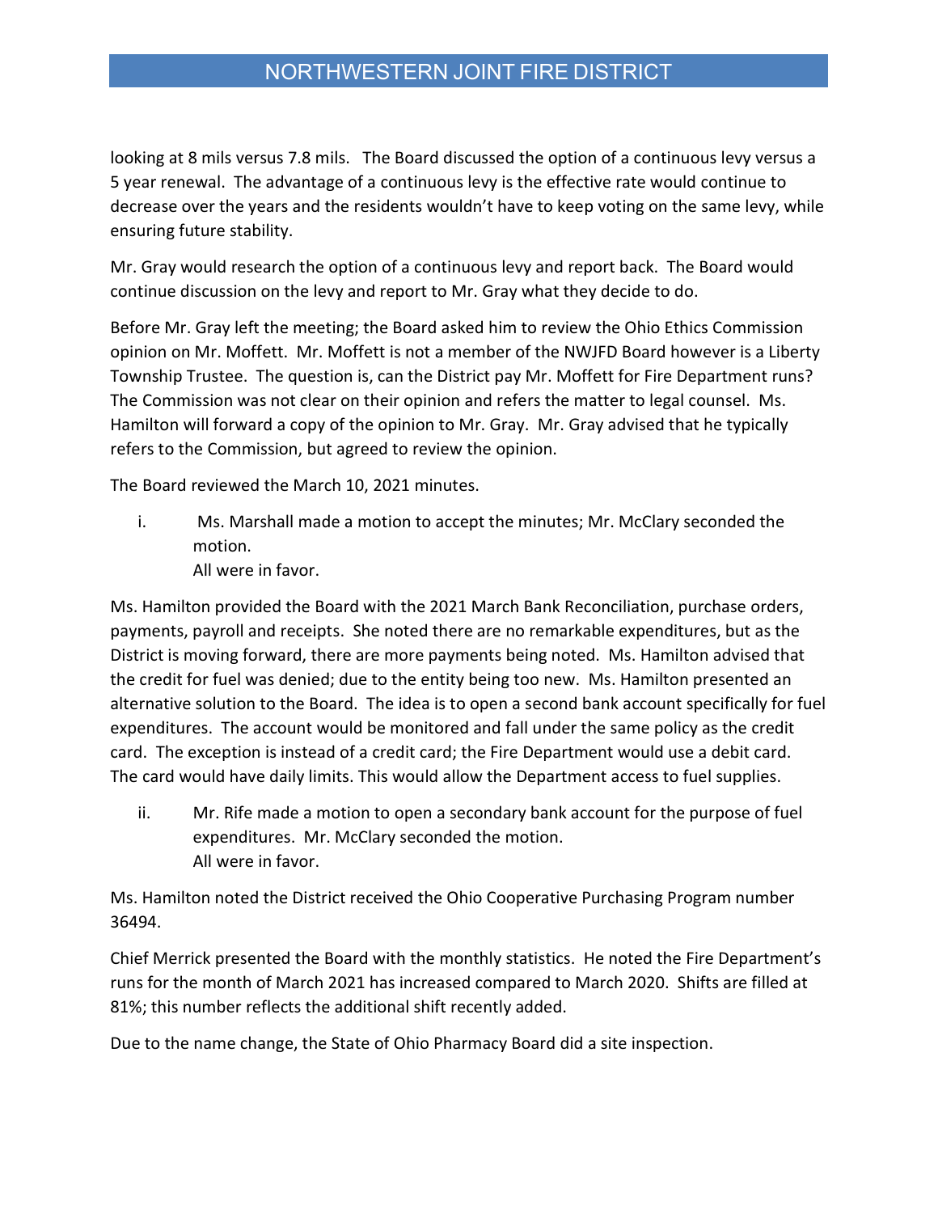looking at 8 mils versus 7.8 mils. The Board discussed the option of a continuous levy versus a 5 year renewal. The advantage of a continuous levy is the effective rate would continue to decrease over the years and the residents wouldn't have to keep voting on the same levy, while ensuring future stability.

Mr. Gray would research the option of a continuous levy and report back. The Board would continue discussion on the levy and report to Mr. Gray what they decide to do.

Before Mr. Gray left the meeting; the Board asked him to review the Ohio Ethics Commission opinion on Mr. Moffett. Mr. Moffett is not a member of the NWJFD Board however is a Liberty Township Trustee. The question is, can the District pay Mr. Moffett for Fire Department runs? The Commission was not clear on their opinion and refers the matter to legal counsel. Ms. Hamilton will forward a copy of the opinion to Mr. Gray. Mr. Gray advised that he typically refers to the Commission, but agreed to review the opinion.

The Board reviewed the March 10, 2021 minutes.

i. Ms. Marshall made a motion to accept the minutes; Mr. McClary seconded the motion.
   All were in favor.

Ms. Hamilton provided the Board with the 2021 March Bank Reconciliation, purchase orders, payments, payroll and receipts. She noted there are no remarkable expenditures, but as the District is moving forward, there are more payments being noted. Ms. Hamilton advised that the credit for fuel was denied; due to the entity being too new. Ms. Hamilton presented an alternative solution to the Board. The idea is to open a second bank account specifically for fuel expenditures. The account would be monitored and fall under the same policy as the credit card. The exception is instead of a credit card; the Fire Department would use a debit card. The card would have daily limits. This would allow the Department access to fuel supplies.

ii. Mr. Rife made a motion to open a secondary bank account for the purpose of fuel expenditures. Mr. McClary seconded the motion.
   All were in favor.

Ms. Hamilton noted the District received the Ohio Cooperative Purchasing Program number 36494.

Chief Merrick presented the Board with the monthly statistics. He noted the Fire Department's runs for the month of March 2021 has increased compared to March 2020. Shifts are filled at 81%; this number reflects the additional shift recently added.

Due to the name change, the State of Ohio Pharmacy Board did a site inspection.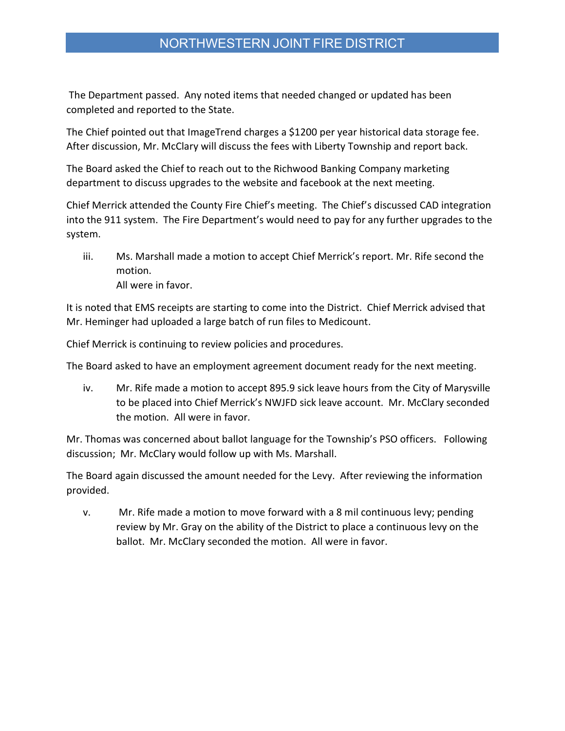The Department passed. Any noted items that needed changed or updated has been completed and reported to the State.

The Chief pointed out that ImageTrend charges a $1200 per year historical data storage fee. After discussion, Mr. McClary will discuss the fees with Liberty Township and report back.

The Board asked the Chief to reach out to the Richwood Banking Company marketing department to discuss upgrades to the website and facebook at the next meeting.

Chief Merrick attended the County Fire Chief's meeting. The Chief's discussed CAD integration into the 911 system. The Fire Department's would need to pay for any further upgrades to the system.

iii. Ms. Marshall made a motion to accept Chief Merrick's report. Mr. Rife second the motion.
All were in favor.

It is noted that EMS receipts are starting to come into the District. Chief Merrick advised that Mr. Heminger had uploaded a large batch of run files to Medicount.

Chief Merrick is continuing to review policies and procedures.

The Board asked to have an employment agreement document ready for the next meeting.

iv. Mr. Rife made a motion to accept 895.9 sick leave hours from the City of Marysville to be placed into Chief Merrick's NWJFD sick leave account. Mr. McClary seconded the motion. All were in favor.

Mr. Thomas was concerned about ballot language for the Township's PSO officers. Following discussion; Mr. McClary would follow up with Ms. Marshall.

The Board again discussed the amount needed for the Levy. After reviewing the information provided.

v. Mr. Rife made a motion to move forward with a 8 mil continuous levy; pending review by Mr. Gray on the ability of the District to place a continuous levy on the ballot. Mr. McClary seconded the motion. All were in favor.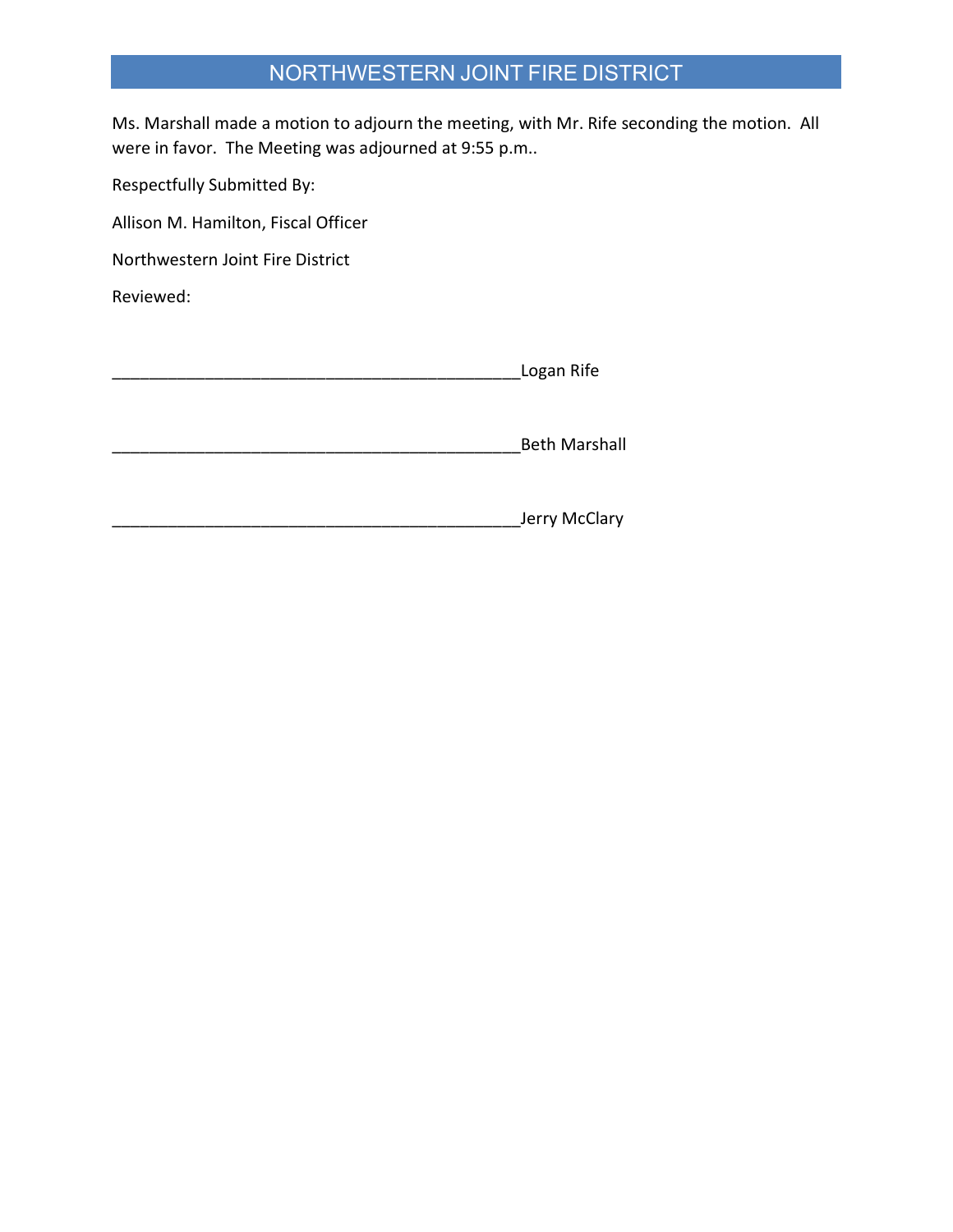Ms. Marshall made a motion to adjourn the meeting, with Mr. Rife seconding the motion. All were in favor. The Meeting was adjourned at 9:55 p.m..

Respectfully Submitted By:

Allison M. Hamilton, Fiscal Officer

Northwestern Joint Fire District

Reviewed:

_____________________________________________Logan Rife

_____________________________________________Beth Marshall

_____________________________________________Jerry McClary